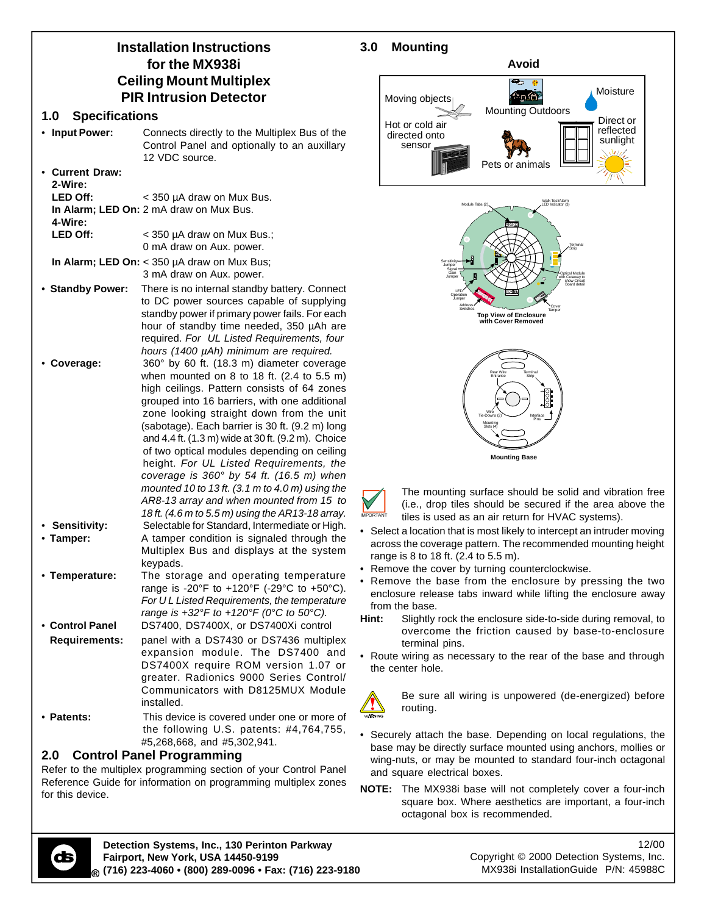# Installation Instructions for the MX938i Ceiling Mount Multiplex PIR Intrusion Detector

## 1.0 Specifications

- **Input Power:** Connects directly to the Multiplex Bus of the Control Panel and optionally to an auxillary 12 VDC source.
- **Current Draw:**
  - **2-Wire:**
    - **LED Off:** < 350 µA draw on Mux Bus.
    - **In Alarm; LED On:** 2 mA draw on Mux Bus.
  - **4-Wire:**
    - **LED Off:** < 350 µA draw on Mux Bus.; 0 mA draw on Aux. power.
    - **In Alarm; LED On:** < 350 µA draw on Mux Bus; 3 mA draw on Aux. power.
- **Standby Power:** There is no internal standby battery. Connect to DC power sources capable of supplying standby power if primary power fails. For each hour of standby time needed, 350 µAh are required. *For UL Listed Requirements, four hours (1400 µAh) minimum are required.*
- **Coverage:** 360° by 60 ft. (18.3 m) diameter coverage when mounted on 8 to 18 ft. (2.4 to 5.5 m) high ceilings. Pattern consists of 64 zones grouped into 16 barriers, with one additional zone looking straight down from the unit (sabotage). Each barrier is 30 ft. (9.2 m) long and 4.4 ft. (1.3 m) wide at 30 ft. (9.2 m). Choice of two optical modules depending on ceiling height. *For UL Listed Requirements, the coverage is 360° by 54 ft. (16.5 m) when mounted 10 to 13 ft. (3.1 m to 4.0 m) using the AR8-13 array and when mounted from 15 to 18 ft. (4.6 m to 5.5 m) using the AR13-18 array.*
- **Sensitivity:** Selectable for Standard, Intermediate or High.
- **Tamper:** A tamper condition is signaled through the Multiplex Bus and displays at the system keypads.
- **Temperature:** The storage and operating temperature range is -20°F to +120°F (-29°C to +50°C). *For U L Listed Requirements, the temperature range is +32°F to +120°F (0°C to 50°C).*
- **Control Panel Requirements:** DS7400, DS7400X, or DS7400Xi control panel with a DS7430 or DS7436 multiplex expansion module. The DS7400 and DS7400X require ROM version 1.07 or greater. Radionics 9000 Series Control/ Communicators with D8125MUX Module installed.
- **Patents:** This device is covered under one or more of the following U.S. patents: #4,764,755, #5,268,668, and #5,302,941.

## 2.0 Control Panel Programming

Refer to the multiplex programming section of your Control Panel Reference Guide for information on programming multiplex zones for this device.

## 3.0 Mounting

**Avoid**

Moving objects; Mounting Outdoors; Moisture; Hot or cold air directed onto sensor; Pets or animals; Direct or reflected sunlight

Module Tabs (2); Walk Test/Alarm LED Indicator (3); Terminal Strip; Sensitivity Jumper; Signal Gain Jumper; Optical Module with Cutaway to show Circuit Board detail; LED Operation Jumper; Address Switches; Cover Tamper

**Top View of Enclosure with Cover Removed**

Rear Wire Entrance; Terminal Strip; Wire Tie-Downs (2); Interface Pins; Mounting Slots (4)

**Mounting Base**

IMPORTANT: The mounting surface should be solid and vibration free (i.e., drop tiles should be secured if the area above the tiles is used as an air return for HVAC systems).

- Select a location that is most likely to intercept an intruder moving across the coverage pattern. The recommended mounting height range is 8 to 18 ft. (2.4 to 5.5 m).
- Remove the cover by turning counterclockwise.
- Remove the base from the enclosure by pressing the two enclosure release tabs inward while lifting the enclosure away from the base.

**Hint:** Slightly rock the enclosure side-to-side during removal, to overcome the friction caused by base-to-enclosure terminal pins.

- Route wiring as necessary to the rear of the base and through the center hole.

WARNING: Be sure all wiring is unpowered (de-energized) before routing.

- Securely attach the base. Depending on local regulations, the base may be directly surface mounted using anchors, mollies or wing-nuts, or may be mounted to standard four-inch octagonal and square electrical boxes.

**NOTE:** The MX938i base will not completely cover a four-inch square box. Where aesthetics are important, a four-inch octagonal box is recommended.

**Detection Systems, Inc., 130 Perinton Parkway Fairport, New York, USA 14450-9199 (716) 223-4060 • (800) 289-0096 • Fax: (716) 223-9180**

12/00
Copyright © 2000 Detection Systems, Inc.
MX938i InstallationGuide P/N: 45988C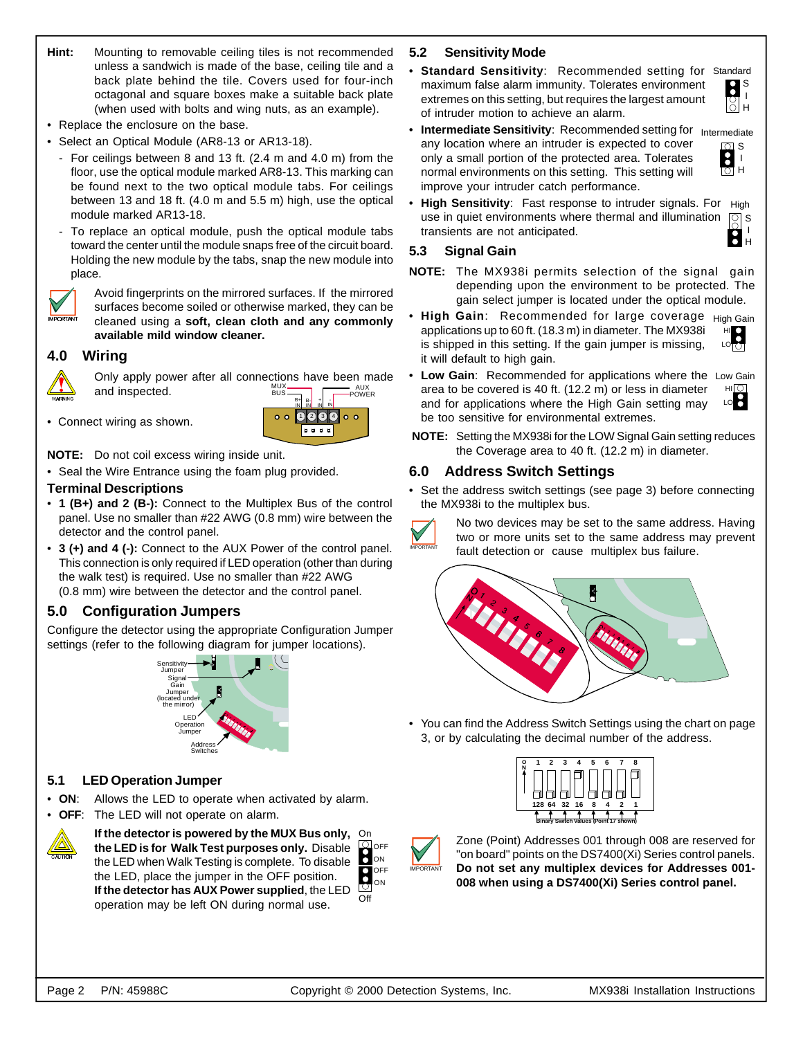**Hint:** Mounting to removable ceiling tiles is not recommended unless a sandwich is made of the base, ceiling tile and a back plate behind the tile. Covers used for four-inch octagonal and square boxes make a suitable back plate (when used with bolts and wing nuts, as an example).

- Replace the enclosure on the base.
- Select an Optical Module (AR8-13 or AR13-18).
  - For ceilings between 8 and 13 ft. (2.4 m and 4.0 m) from the floor, use the optical module marked AR8-13. This marking can be found next to the two optical module tabs. For ceilings between 13 and 18 ft. (4.0 m and 5.5 m) high, use the optical module marked AR13-18.
  - To replace an optical module, push the optical module tabs toward the center until the module snaps free of the circuit board. Holding the new module by the tabs, snap the new module into place.

IMPORTANT: Avoid fingerprints on the mirrored surfaces. If the mirrored surfaces become soiled or otherwise marked, they can be cleaned using a **soft, clean cloth and any commonly available mild window cleaner.**

## 4.0 Wiring

WARNING: Only apply power after all connections have been made and inspected.

- Connect wiring as shown.

MUX BUS (1 B+ IN, 2 B- IN) — AUX POWER (3 + IN, 4 - IN)

**NOTE:** Do not coil excess wiring inside unit.

- Seal the Wire Entrance using the foam plug provided.

### Terminal Descriptions

- **1 (B+) and 2 (B-):** Connect to the Multiplex Bus of the control panel. Use no smaller than #22 AWG (0.8 mm) wire between the detector and the control panel.
- **3 (+) and 4 (-):** Connect to the AUX Power of the control panel. This connection is only required if LED operation (other than during the walk test) is required. Use no smaller than #22 AWG (0.8 mm) wire between the detector and the control panel.

## 5.0 Configuration Jumpers

Configure the detector using the appropriate Configuration Jumper settings (refer to the following diagram for jumper locations).

Sensitivity Jumper; Signal Gain Jumper (located under the mirror); LED Operation Jumper; Address Switches

### 5.1 LED Operation Jumper

- **ON**: Allows the LED to operate when activated by alarm.
- **OFF**: The LED will not operate on alarm.

CAUTION: **If the detector is powered by the MUX Bus only, the LED is for Walk Test purposes only.** Disable the LED when Walk Testing is complete. To disable the LED, place the jumper in the OFF position. **If the detector has AUX Power supplied**, the LED operation may be left ON during normal use.

On / Off

### 5.2 Sensitivity Mode

- **Standard Sensitivity**: Recommended setting for maximum false alarm immunity. Tolerates environment extremes on this setting, but requires the largest amount of intruder motion to achieve an alarm. (Standard: S–I)
- **Intermediate Sensitivity**: Recommended setting for any location where an intruder is expected to cover only a small portion of the protected area. Tolerates normal environments on this setting. This setting will improve your intruder catch performance. (Intermediate: I)
- **High Sensitivity**: Fast response to intruder signals. For use in quiet environments where thermal and illumination transients are not anticipated. (High: I–H)

### 5.3 Signal Gain

**NOTE:** The MX938i permits selection of the signal gain depending upon the environment to be protected. The gain select jumper is located under the optical module.

- **High Gain**: Recommended for large coverage applications up to 60 ft. (18.3 m) in diameter. The MX938i is shipped in this setting. If the gain jumper is missing, it will default to high gain. (High Gain: HI)
- **Low Gain**: Recommended for applications where the area to be covered is 40 ft. (12.2 m) or less in diameter and for applications where the High Gain setting may be too sensitive for environmental extremes. (Low Gain: LO)

**NOTE:** Setting the MX938i for the LOW Signal Gain setting reduces the Coverage area to 40 ft. (12.2 m) in diameter.

## 6.0 Address Switch Settings

- Set the address switch settings (see page 3) before connecting the MX938i to the multiplex bus.

IMPORTANT: No two devices may be set to the same address. Having two or more units set to the same address may prevent fault detection or cause multiplex bus failure.

- You can find the Address Switch Settings using the chart on page 3, or by calculating the decimal number of the address.

| Switch | 1 | 2 | 3 | 4 | 5 | 6 | 7 | 8 |
|---|---|---|---|---|---|---|---|---|
| Value | 128 | 64 | 32 | 16 | 8 | 4 | 2 | 1 |

Binary Switch Values (Point 17 shown)

IMPORTANT: Zone (Point) Addresses 001 through 008 are reserved for "on board" points on the DS7400(Xi) Series control panels. **Do not set any multiplex devices for Addresses 001-008 when using a DS7400(Xi) Series control panel.**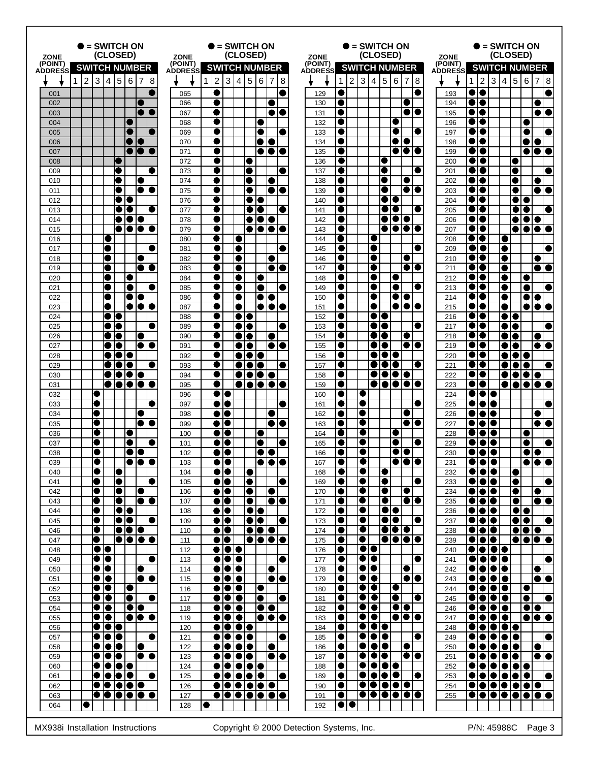| ZONE (POINT) ADDRESS | SWITCH NUMBER (● = SWITCH ON (CLOSED)) | | | | | | | |
|---|---|---|---|---|---|---|---|---|
| | 1 | 2 | 3 | 4 | 5 | 6 | 7 | 8 |
| 001 | | | | | | | | ● |
| 002 | | | | | | | ● | |
| 003 | | | | | | | ● | ● |
| 004 | | | | | | ● | | |
| 005 | | | | | | ● | | ● |
| 006 | | | | | | ● | ● | |
| 007 | | | | | | ● | ● | ● |
| 008 | | | | | ● | | | |
| 009 | | | | | ● | | | ● |
| 010 | | | | | ● | | ● | |
| 011 | | | | | ● | | ● | ● |
| 012 | | | | | ● | ● | | |
| 013 | | | | | ● | ● | | ● |
| 014 | | | | | ● | ● | ● | |
| 015 | | | | | ● | ● | ● | ● |
| 016 | | | | ● | | | | |
| 017 | | | | ● | | | | ● |
| 018 | | | | ● | | | ● | |
| 019 | | | | ● | | | ● | ● |
| 020 | | | | ● | | ● | | |
| 021 | | | | ● | | ● | | ● |
| 022 | | | | ● | | ● | ● | |
| 023 | | | | ● | | ● | ● | ● |
| 024 | | | | ● | ● | | | |
| 025 | | | | ● | ● | | | ● |
| 026 | | | | ● | ● | | ● | |
| 027 | | | | ● | ● | | ● | ● |
| 028 | | | | ● | ● | ● | | |
| 029 | | | | ● | ● | ● | | ● |
| 030 | | | | ● | ● | ● | ● | |
| 031 | | | | ● | ● | ● | ● | ● |
| 032 | | | ● | | | | | |
| 033 | | | ● | | | | | ● |
| 034 | | | ● | | | | ● | |
| 035 | | | ● | | | | ● | ● |
| 036 | | | ● | | | ● | | |
| 037 | | | ● | | | ● | | ● |
| 038 | | | ● | | | ● | ● | |
| 039 | | | ● | | | ● | ● | ● |
| 040 | | | ● | | ● | | | |
| 041 | | | ● | | ● | | | ● |
| 042 | | | ● | | ● | | ● | |
| 043 | | | ● | | ● | | ● | ● |
| 044 | | | ● | | ● | ● | | |
| 045 | | | ● | | ● | ● | | ● |
| 046 | | | ● | | ● | ● | ● | |
| 047 | | | ● | | ● | ● | ● | ● |
| 048 | | | ● | ● | | | | |
| 049 | | | ● | ● | | | | ● |
| 050 | | | ● | ● | | | ● | |
| 051 | | | ● | ● | | | ● | ● |
| 052 | | | ● | ● | | ● | | |
| 053 | | | ● | ● | | ● | | ● |
| 054 | | | ● | ● | | ● | ● | |
| 055 | | | ● | ● | | ● | ● | ● |
| 056 | | | ● | ● | ● | | | |
| 057 | | | ● | ● | ● | | | ● |
| 058 | | | ● | ● | ● | | ● | |
| 059 | | | ● | ● | ● | | ● | ● |
| 060 | | | ● | ● | ● | ● | | |
| 061 | | | ● | ● | ● | ● | | ● |
| 062 | | | ● | ● | ● | ● | ● | |
| 063 | | | ● | ● | ● | ● | ● | ● |
| 064 | | ● | | | | | | |
| 065 | | ● | | | | | | ● |
| 066 | | ● | | | | | ● | |
| 067 | | ● | | | | | ● | ● |
| 068 | | ● | | | | ● | | |
| 069 | | ● | | | | ● | | ● |
| 070 | | ● | | | | ● | ● | |
| 071 | | ● | | | | ● | ● | ● |
| 072 | | ● | | | ● | | | |
| 073 | | ● | | | ● | | | ● |
| 074 | | ● | | | ● | | ● | |
| 075 | | ● | | | ● | | ● | ● |
| 076 | | ● | | | ● | ● | | |
| 077 | | ● | | | ● | ● | | ● |
| 078 | | ● | | | ● | ● | ● | |
| 079 | | ● | | | ● | ● | ● | ● |
| 080 | | ● | | ● | | | | |
| 081 | | ● | | ● | | | | ● |
| 082 | | ● | | ● | | | ● | |
| 083 | | ● | | ● | | | ● | ● |
| 084 | | ● | | ● | | ● | | |
| 085 | | ● | | ● | | ● | | ● |
| 086 | | ● | | ● | | ● | ● | |
| 087 | | ● | | ● | | ● | ● | ● |
| 088 | | ● | | ● | ● | | | |
| 089 | | ● | | ● | ● | | | ● |
| 090 | | ● | | ● | ● | | ● | |
| 091 | | ● | | ● | ● | | ● | ● |
| 092 | | ● | | ● | ● | ● | | |
| 093 | | ● | | ● | ● | ● | | ● |
| 094 | | ● | | ● | ● | ● | ● | |
| 095 | | ● | | ● | ● | ● | ● | ● |
| 096 | | ● | ● | | | | | |
| 097 | | ● | ● | | | | | ● |
| 098 | | ● | ● | | | | ● | |
| 099 | | ● | ● | | | | ● | ● |
| 100 | | ● | ● | | | ● | | |
| 101 | | ● | ● | | | ● | | ● |
| 102 | | ● | ● | | | ● | ● | |
| 103 | | ● | ● | | | ● | ● | ● |
| 104 | | ● | ● | | ● | | | |
| 105 | | ● | ● | | ● | | | ● |
| 106 | | ● | ● | | ● | | ● | |
| 107 | | ● | ● | | ● | | ● | ● |
| 108 | | ● | ● | | ● | ● | | |
| 109 | | ● | ● | | ● | ● | | ● |
| 110 | | ● | ● | | ● | ● | ● | |
| 111 | | ● | ● | | ● | ● | ● | ● |
| 112 | | ● | ● | ● | | | | |
| 113 | | ● | ● | ● | | | | ● |
| 114 | | ● | ● | ● | | | ● | |
| 115 | | ● | ● | ● | | | ● | ● |
| 116 | | ● | ● | ● | | ● | | |
| 117 | | ● | ● | ● | | ● | | ● |
| 118 | | ● | ● | ● | | ● | ● | |
| 119 | | ● | ● | ● | | ● | ● | ● |
| 120 | | ● | ● | ● | ● | | | |
| 121 | | ● | ● | ● | ● | | | ● |
| 122 | | ● | ● | ● | ● | | ● | |
| 123 | | ● | ● | ● | ● | | ● | ● |
| 124 | | ● | ● | ● | ● | ● | | |
| 125 | | ● | ● | ● | ● | ● | | ● |
| 126 | | ● | ● | ● | ● | ● | ● | |
| 127 | | ● | ● | ● | ● | ● | ● | ● |
| 128 | ● | | | | | | | |
| 129 | ● | | | | | | | ● |
| 130 | ● | | | | | | ● | |
| 131 | ● | | | | | | ● | ● |
| 132 | ● | | | | | ● | | |
| 133 | ● | | | | | ● | | ● |
| 134 | ● | | | | | ● | ● | |
| 135 | ● | | | | | ● | ● | ● |
| 136 | ● | | | | ● | | | |
| 137 | ● | | | | ● | | | ● |
| 138 | ● | | | | ● | | ● | |
| 139 | ● | | | | ● | | ● | ● |
| 140 | ● | | | | ● | ● | | |
| 141 | ● | | | | ● | ● | | ● |
| 142 | ● | | | | ● | ● | ● | |
| 143 | ● | | | | ● | ● | ● | ● |
| 144 | ● | | | ● | | | | |
| 145 | ● | | | ● | | | | ● |
| 146 | ● | | | ● | | | ● | |
| 147 | ● | | | ● | | | ● | ● |
| 148 | ● | | | ● | | ● | | |
| 149 | ● | | | ● | | ● | | ● |
| 150 | ● | | | ● | | ● | ● | |
| 151 | ● | | | ● | | ● | ● | ● |
| 152 | ● | | | ● | ● | | | |
| 153 | ● | | | ● | ● | | | ● |
| 154 | ● | | | ● | ● | | ● | |
| 155 | ● | | | ● | ● | | ● | ● |
| 156 | ● | | | ● | ● | ● | | |
| 157 | ● | | | ● | ● | ● | | ● |
| 158 | ● | | | ● | ● | ● | ● | |
| 159 | ● | | | ● | ● | ● | ● | ● |
| 160 | ● | | ● | | | | | |
| 161 | ● | | ● | | | | | ● |
| 162 | ● | | ● | | | | ● | |
| 163 | ● | | ● | | | | ● | ● |
| 164 | ● | | ● | | | ● | | |
| 165 | ● | | ● | | | ● | | ● |
| 166 | ● | | ● | | | ● | ● | |
| 167 | ● | | ● | | | ● | ● | ● |
| 168 | ● | | ● | | ● | | | |
| 169 | ● | | ● | | ● | | | ● |
| 170 | ● | | ● | | ● | | ● | |
| 171 | ● | | ● | | ● | | ● | ● |
| 172 | ● | | ● | | ● | ● | | |
| 173 | ● | | ● | | ● | ● | | ● |
| 174 | ● | | ● | | ● | ● | ● | |
| 175 | ● | | ● | | ● | ● | ● | ● |
| 176 | ● | | ● | ● | | | | |
| 177 | ● | | ● | ● | | | | ● |
| 178 | ● | | ● | ● | | | ● | |
| 179 | ● | | ● | ● | | | ● | ● |
| 180 | ● | | ● | ● | | ● | | |
| 181 | ● | | ● | ● | | ● | | ● |
| 182 | ● | | ● | ● | | ● | ● | |
| 183 | ● | | ● | ● | | ● | ● | ● |
| 184 | ● | | ● | ● | ● | | | |
| 185 | ● | | ● | ● | ● | | | ● |
| 186 | ● | | ● | ● | ● | | ● | |
| 187 | ● | | ● | ● | ● | | ● | ● |
| 188 | ● | | ● | ● | ● | ● | | |
| 189 | ● | | ● | ● | ● | ● | | ● |
| 190 | ● | | ● | ● | ● | ● | ● | |
| 191 | ● | | ● | ● | ● | ● | ● | ● |
| 192 | ● | ● | | | | | | |
| 193 | ● | ● | | | | | | ● |
| 194 | ● | ● | | | | | ● | |
| 195 | ● | ● | | | | | ● | ● |
| 196 | ● | ● | | | | ● | | |
| 197 | ● | ● | | | | ● | | ● |
| 198 | ● | ● | | | | ● | ● | |
| 199 | ● | ● | | | | ● | ● | ● |
| 200 | ● | ● | | | ● | | | |
| 201 | ● | ● | | | ● | | | ● |
| 202 | ● | ● | | | ● | | ● | |
| 203 | ● | ● | | | ● | | ● | ● |
| 204 | ● | ● | | | ● | ● | | |
| 205 | ● | ● | | | ● | ● | | ● |
| 206 | ● | ● | | | ● | ● | ● | |
| 207 | ● | ● | | | ● | ● | ● | ● |
| 208 | ● | ● | | ● | | | | |
| 209 | ● | ● | | ● | | | | ● |
| 210 | ● | ● | | ● | | | ● | |
| 211 | ● | ● | | ● | | | ● | ● |
| 212 | ● | ● | | ● | | ● | | |
| 213 | ● | ● | | ● | | ● | | ● |
| 214 | ● | ● | | ● | | ● | ● | |
| 215 | ● | ● | | ● | | ● | ● | ● |
| 216 | ● | ● | | ● | ● | | | |
| 217 | ● | ● | | ● | ● | | | ● |
| 218 | ● | ● | | ● | ● | | ● | |
| 219 | ● | ● | | ● | ● | | ● | ● |
| 220 | ● | ● | | ● | ● | ● | | |
| 221 | ● | ● | | ● | ● | ● | | ● |
| 222 | ● | ● | | ● | ● | ● | ● | |
| 223 | ● | ● | | ● | ● | ● | ● | ● |
| 224 | ● | ● | ● | | | | | |
| 225 | ● | ● | ● | | | | | ● |
| 226 | ● | ● | ● | | | | ● | |
| 227 | ● | ● | ● | | | | ● | ● |
| 228 | ● | ● | ● | | | ● | | |
| 229 | ● | ● | ● | | | ● | | ● |
| 230 | ● | ● | ● | | | ● | ● | |
| 231 | ● | ● | ● | | | ● | ● | ● |
| 232 | ● | ● | ● | | ● | | | |
| 233 | ● | ● | ● | | ● | | | ● |
| 234 | ● | ● | ● | | ● | | ● | |
| 235 | ● | ● | ● | | ● | | ● | ● |
| 236 | ● | ● | ● | | ● | ● | | |
| 237 | ● | ● | ● | | ● | ● | | ● |
| 238 | ● | ● | ● | | ● | ● | ● | |
| 239 | ● | ● | ● | | ● | ● | ● | ● |
| 240 | ● | ● | ● | ● | | | | |
| 241 | ● | ● | ● | ● | | | | ● |
| 242 | ● | ● | ● | ● | | | ● | |
| 243 | ● | ● | ● | ● | | | ● | ● |
| 244 | ● | ● | ● | ● | | ● | | |
| 245 | ● | ● | ● | ● | | ● | | ● |
| 246 | ● | ● | ● | ● | | ● | ● | |
| 247 | ● | ● | ● | ● | | ● | ● | ● |
| 248 | ● | ● | ● | ● | ● | | | |
| 249 | ● | ● | ● | ● | ● | | | ● |
| 250 | ● | ● | ● | ● | ● | | ● | |
| 251 | ● | ● | ● | ● | ● | | ● | ● |
| 252 | ● | ● | ● | ● | ● | ● | | |
| 253 | ● | ● | ● | ● | ● | ● | | ● |
| 254 | ● | ● | ● | ● | ● | ● | ● | |
| 255 | ● | ● | ● | ● | ● | ● | ● | ● |

MX938i Installation Instructions — Copyright © 2000 Detection Systems, Inc. — P/N: 45988C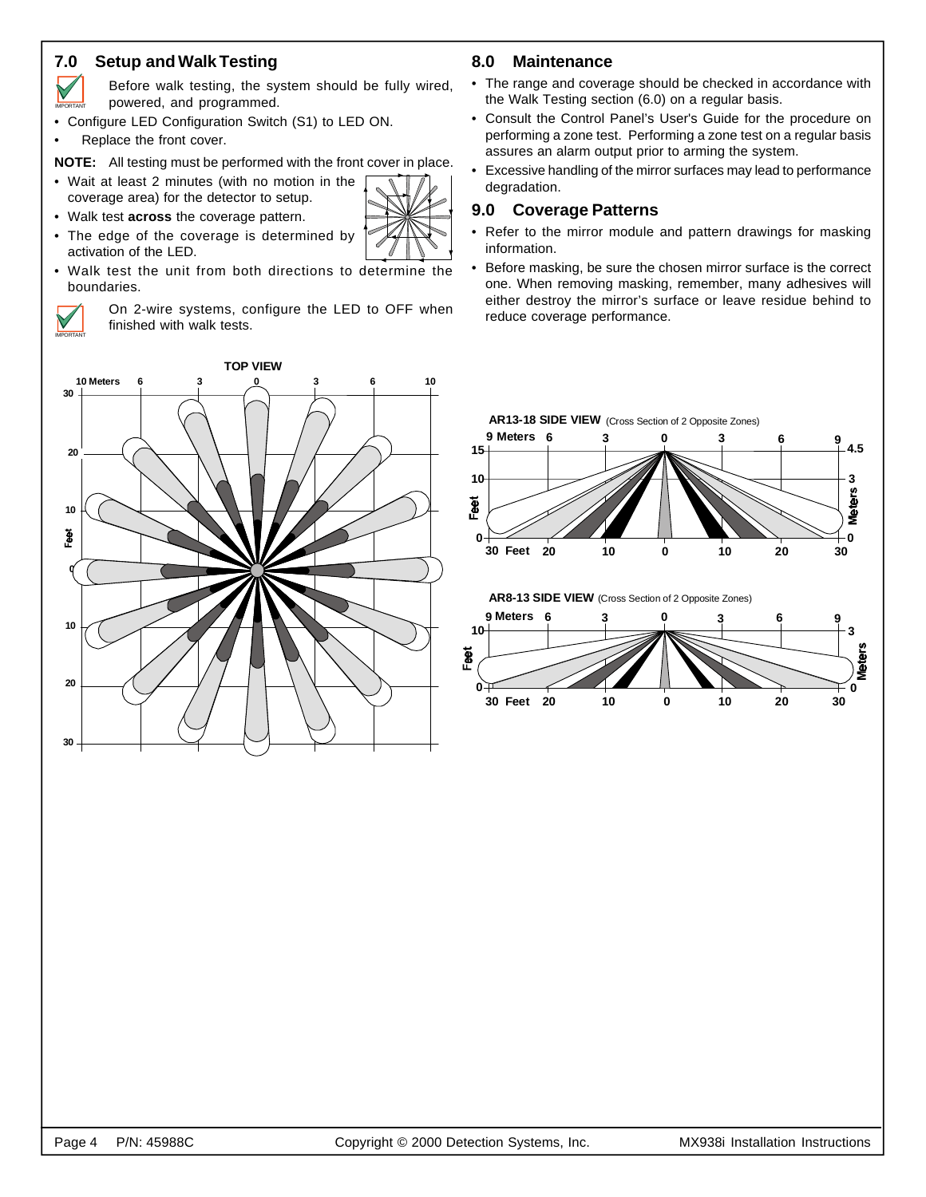## 7.0 Setup and Walk Testing

IMPORTANT: Before walk testing, the system should be fully wired, powered, and programmed.

- Configure LED Configuration Switch (S1) to LED ON.
- Replace the front cover.

**NOTE:** All testing must be performed with the front cover in place.

- Wait at least 2 minutes (with no motion in the coverage area) for the detector to setup.
- Walk test **across** the coverage pattern.
- The edge of the coverage is determined by activation of the LED.
- Walk test the unit from both directions to determine the boundaries.

IMPORTANT: On 2-wire systems, configure the LED to OFF when finished with walk tests.

## 8.0 Maintenance

- The range and coverage should be checked in accordance with the Walk Testing section (6.0) on a regular basis.
- Consult the Control Panel's User's Guide for the procedure on performing a zone test. Performing a zone test on a regular basis assures an alarm output prior to arming the system.
- Excessive handling of the mirror surfaces may lead to performance degradation.

## 9.0 Coverage Patterns

- Refer to the mirror module and pattern drawings for masking information.
- Before masking, be sure the chosen mirror surface is the correct one. When removing masking, remember, many adhesives will either destroy the mirror's surface or leave residue behind to reduce coverage performance.

**TOP VIEW**

10 Meters 6 3 0 3 6 10

Feet 30 20 10 0 10 20 30

**AR13-18 SIDE VIEW** (Cross Section of 2 Opposite Zones)

9 Meters 6 3 0 3 6 9

Feet 15 10 0

Meters 4.5 3 0

30 Feet 20 10 0 10 20 30

**AR8-13 SIDE VIEW** (Cross Section of 2 Opposite Zones)

9 Meters 6 3 0 3 6 9

Feet 10 0

Meters 3 0

30 Feet 20 10 0 10 20 30